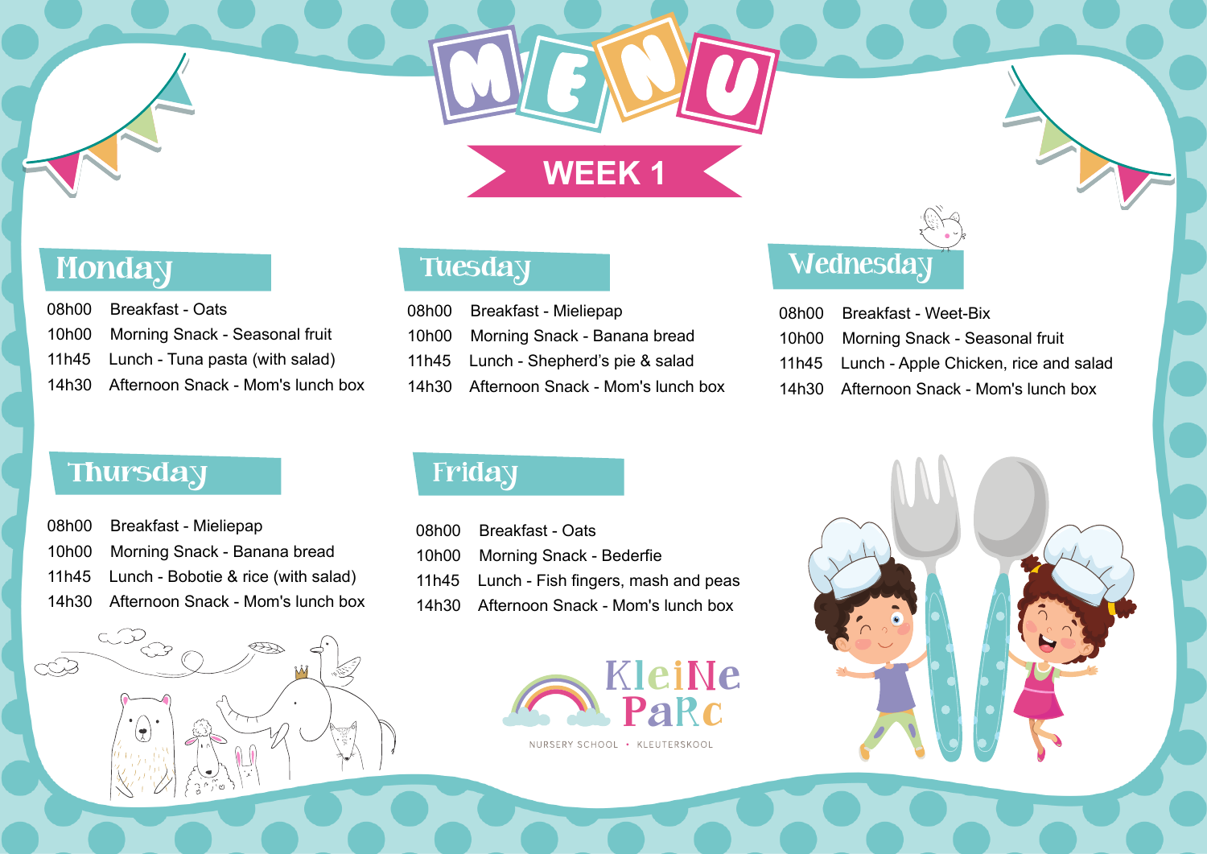# MENU

## WEEK 1

### Monday

| | |
|---|---|
| 08h00 | Breakfast - Oats |
| 10h00 | Morning Snack - Seasonal fruit |
| 11h45 | Lunch - Tuna pasta (with salad) |
| 14h30 | Afternoon Snack - Mom's lunch box |

### Tuesday

| | |
|---|---|
| 08h00 | Breakfast - Mieliepap |
| 10h00 | Morning Snack - Banana bread |
| 11h45 | Lunch - Shepherd's pie & salad |
| 14h30 | Afternoon Snack - Mom's lunch box |

### Wednesday

| | |
|---|---|
| 08h00 | Breakfast - Weet-Bix |
| 10h00 | Morning Snack - Seasonal fruit |
| 11h45 | Lunch - Apple Chicken, rice and salad |
| 14h30 | Afternoon Snack - Mom's lunch box |

### Thursday

| | |
|---|---|
| 08h00 | Breakfast - Mieliepap |
| 10h00 | Morning Snack - Banana bread |
| 11h45 | Lunch - Bobotie & rice (with salad) |
| 14h30 | Afternoon Snack - Mom's lunch box |

### Friday

| | |
|---|---|
| 08h00 | Breakfast - Oats |
| 10h00 | Morning Snack - Bederfie |
| 11h45 | Lunch - Fish fingers, mash and peas |
| 14h30 | Afternoon Snack - Mom's lunch box |

KleiNe PaRc

NURSERY SCHOOL • KLEUTERSKOOL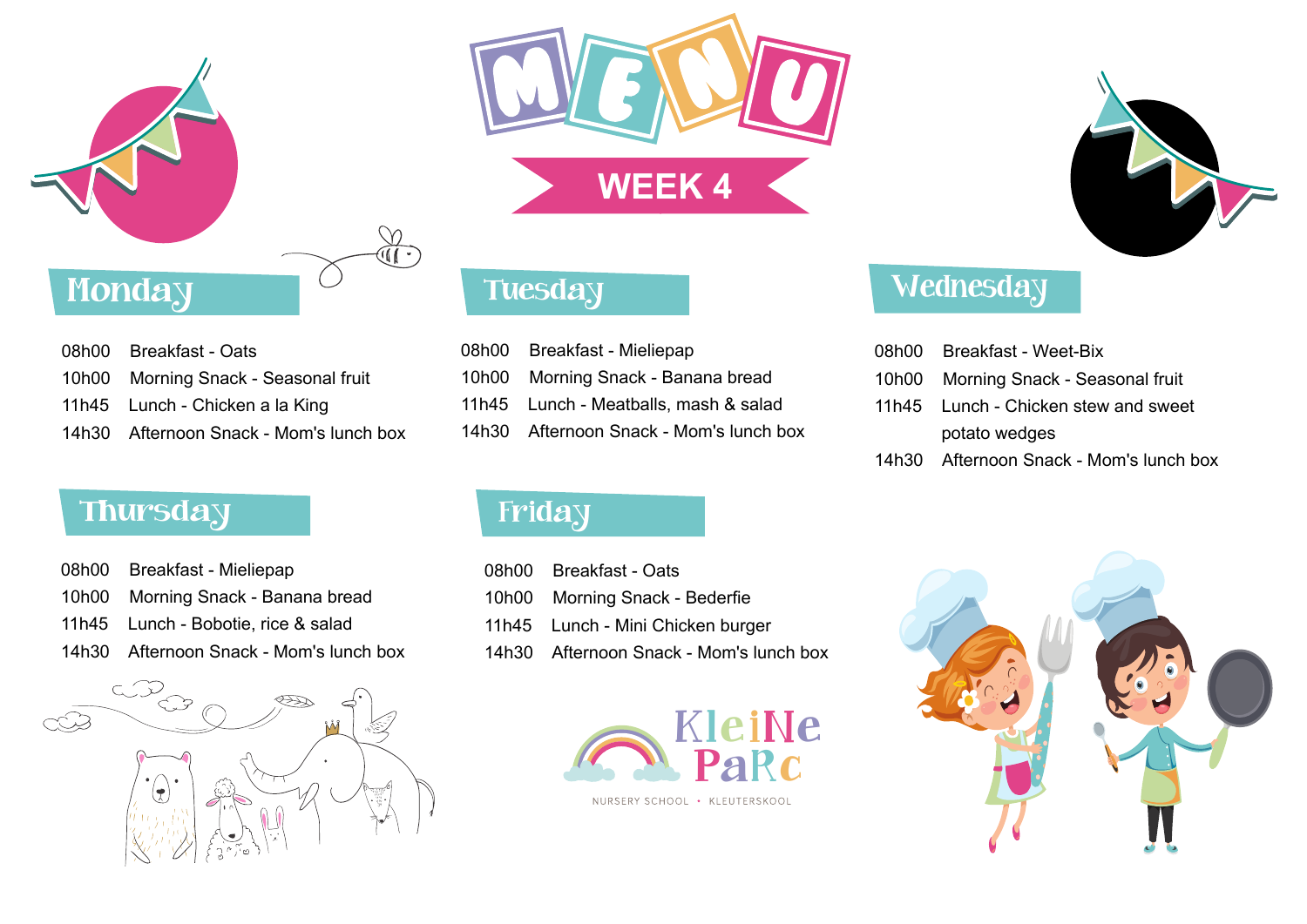# MENU

## WEEK 4

### Monday

08h00 Breakfast - Oats
10h00 Morning Snack - Seasonal fruit
11h45 Lunch - Chicken a la King
14h30 Afternoon Snack - Mom's lunch box

### Tuesday

08h00 Breakfast - Mieliepap
10h00 Morning Snack - Banana bread
11h45 Lunch - Meatballs, mash & salad
14h30 Afternoon Snack - Mom's lunch box

### Wednesday

08h00 Breakfast - Weet-Bix
10h00 Morning Snack - Seasonal fruit
11h45 Lunch - Chicken stew and sweet potato wedges
14h30 Afternoon Snack - Mom's lunch box

### Thursday

08h00 Breakfast - Mieliepap
10h00 Morning Snack - Banana bread
11h45 Lunch - Bobotie, rice & salad
14h30 Afternoon Snack - Mom's lunch box

### Friday

08h00 Breakfast - Oats
10h00 Morning Snack - Bederfie
11h45 Lunch - Mini Chicken burger
14h30 Afternoon Snack - Mom's lunch box

KleiNe PaRc
NURSERY SCHOOL • KLEUTERSKOOL